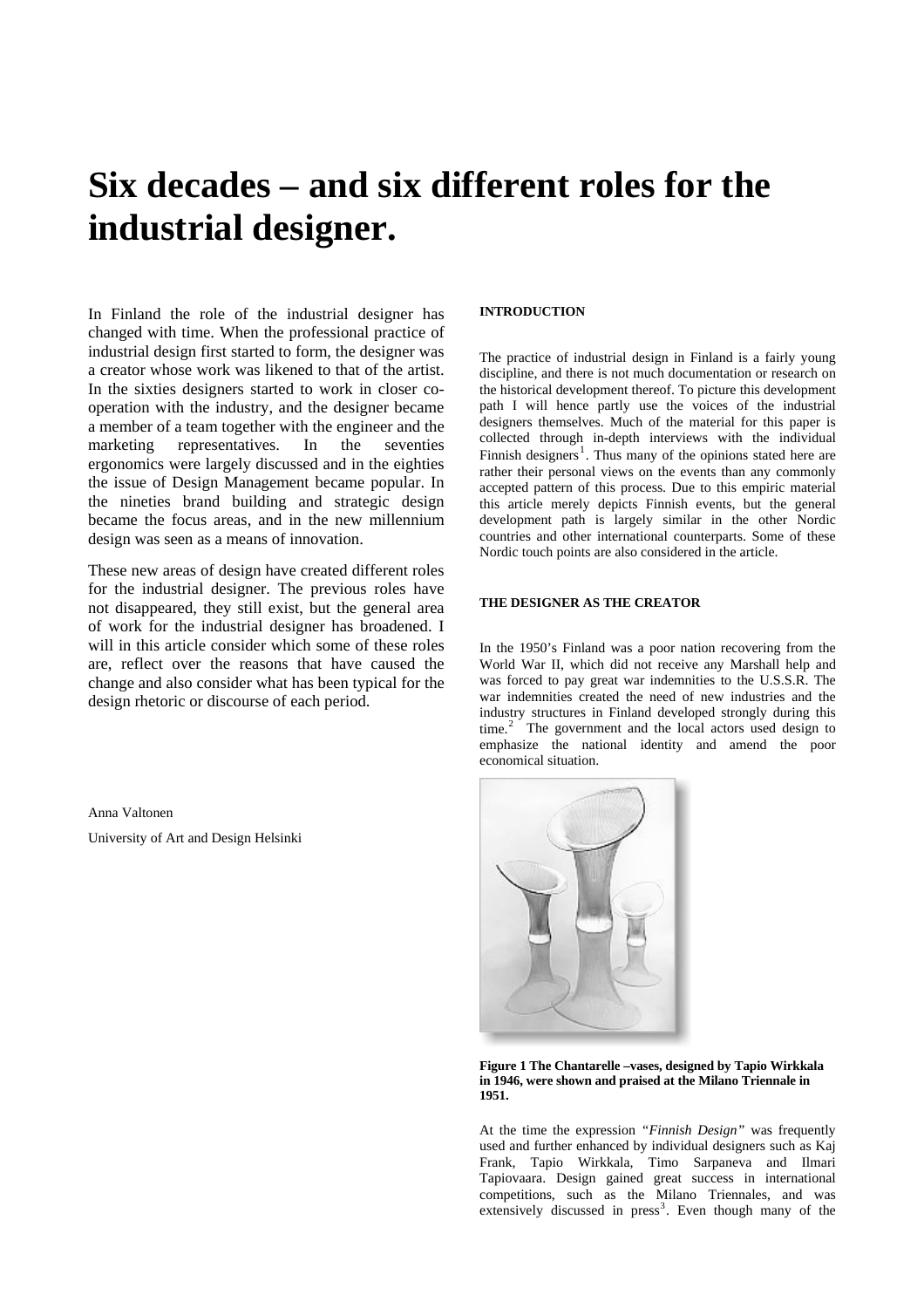# Six decades – and six different roles for the industrial designer.

In Finland the role of the industrial designer has changed with time. When the professional practice of industrial design first started to form, the designer was a creator whose work was likened to that of the artist. In the sixties designers started to work in closer co-operation with the industry, and the designer became a member of a team together with the engineer and the marketing representatives. In the seventies ergonomics were largely discussed and in the eighties the issue of Design Management became popular. In the nineties brand building and strategic design became the focus areas, and in the new millennium design was seen as a means of innovation.

These new areas of design have created different roles for the industrial designer. The previous roles have not disappeared, they still exist, but the general area of work for the industrial designer has broadened. I will in this article consider which some of these roles are, reflect over the reasons that have caused the change and also consider what has been typical for the design rhetoric or discourse of each period.

Anna Valtonen

University of Art and Design Helsinki

#### INTRODUCTION

The practice of industrial design in Finland is a fairly young discipline, and there is not much documentation or research on the historical development thereof. To picture this development path I will hence partly use the voices of the industrial designers themselves. Much of the material for this paper is collected through in-depth interviews with the individual Finnish designers[1]. Thus many of the opinions stated here are rather their personal views on the events than any commonly accepted pattern of this process. Due to this empiric material this article merely depicts Finnish events, but the general development path is largely similar in the other Nordic countries and other international counterparts. Some of these Nordic touch points are also considered in the article.

#### THE DESIGNER AS THE CREATOR

In the 1950's Finland was a poor nation recovering from the World War II, which did not receive any Marshall help and was forced to pay great war indemnities to the U.S.S.R. The war indemnities created the need of new industries and the industry structures in Finland developed strongly during this time.[2] The government and the local actors used design to emphasize the national identity and amend the poor economical situation.

**Figure 1 The Chantarelle –vases, designed by Tapio Wirkkala in 1946, were shown and praised at the Milano Triennale in 1951.**

At the time the expression *"Finnish Design"* was frequently used and further enhanced by individual designers such as Kaj Frank, Tapio Wirkkala, Timo Sarpaneva and Ilmari Tapiovaara. Design gained great success in international competitions, such as the Milano Triennales, and was extensively discussed in press[3]. Even though many of the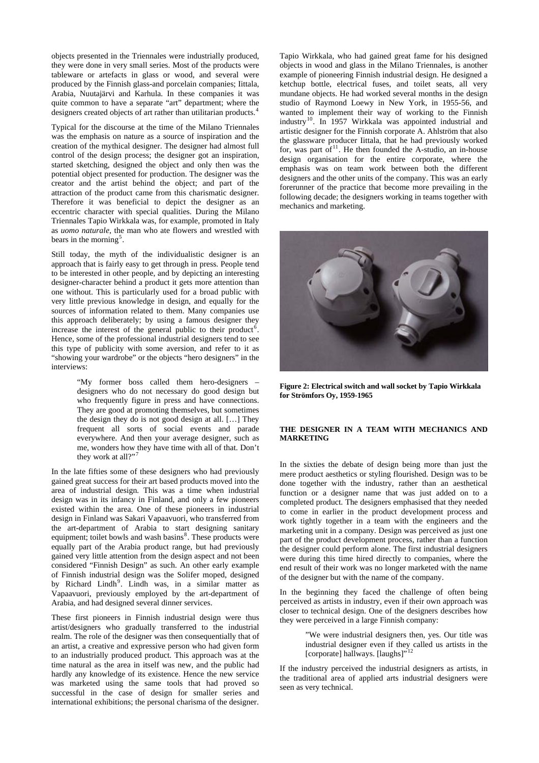objects presented in the Triennales were industrially produced, they were done in very small series. Most of the products were tableware or artefacts in glass or wood, and several were produced by the Finnish glass-and porcelain companies; Iittala, Arabia, Nuutajärvi and Karhula. In these companies it was quite common to have a separate "art" department; where the designers created objects of art rather than utilitarian products.[4]

Typical for the discourse at the time of the Milano Triennales was the emphasis on nature as a source of inspiration and the creation of the mythical designer. The designer had almost full control of the design process; the designer got an inspiration, started sketching, designed the object and only then was the potential object presented for production. The designer was the creator and the artist behind the object; and part of the attraction of the product came from this charismatic designer. Therefore it was beneficial to depict the designer as an eccentric character with special qualities. During the Milano Triennales Tapio Wirkkala was, for example, promoted in Italy as *uomo naturale*, the man who ate flowers and wrestled with bears in the morning[5].

Still today, the myth of the individualistic designer is an approach that is fairly easy to get through in press. People tend to be interested in other people, and by depicting an interesting designer-character behind a product it gets more attention than one without. This is particularly used for a broad public with very little previous knowledge in design, and equally for the sources of information related to them. Many companies use this approach deliberately; by using a famous designer they increase the interest of the general public to their product[6]. Hence, some of the professional industrial designers tend to see this type of publicity with some aversion, and refer to it as "showing your wardrobe" or the objects "hero designers" in the interviews:

> "My former boss called them hero-designers – designers who do not necessary do good design but who frequently figure in press and have connections. They are good at promoting themselves, but sometimes the design they do is not good design at all. […] They frequent all sorts of social events and parade everywhere. And then your average designer, such as me, wonders how they have time with all of that. Don't they work at all?"[7]

In the late fifties some of these designers who had previously gained great success for their art based products moved into the area of industrial design. This was a time when industrial design was in its infancy in Finland, and only a few pioneers existed within the area. One of these pioneers in industrial design in Finland was Sakari Vapaavuori, who transferred from the art-department of Arabia to start designing sanitary equipment; toilet bowls and wash basins[8]. These products were equally part of the Arabia product range, but had previously gained very little attention from the design aspect and not been considered "Finnish Design" as such. An other early example of Finnish industrial design was the Solifer moped, designed by Richard Lindh[9]. Lindh was, in a similar matter as Vapaavuori, previously employed by the art-department of Arabia, and had designed several dinner services.

These first pioneers in Finnish industrial design were thus artist/designers who gradually transferred to the industrial realm. The role of the designer was then consequentially that of an artist, a creative and expressive person who had given form to an industrially produced product. This approach was at the time natural as the area in itself was new, and the public had hardly any knowledge of its existence. Hence the new service was marketed using the same tools that had proved so successful in the case of design for smaller series and international exhibitions; the personal charisma of the designer.

Tapio Wirkkala, who had gained great fame for his designed objects in wood and glass in the Milano Triennales, is another example of pioneering Finnish industrial design. He designed a ketchup bottle, electrical fuses, and toilet seats, all very mundane objects. He had worked several months in the design studio of Raymond Loewy in New York, in 1955-56, and wanted to implement their way of working to the Finnish industry[10]. In 1957 Wirkkala was appointed industrial and artistic designer for the Finnish corporate A. Ahlström that also the glassware producer Iittala, that he had previously worked for, was part of[11]. He then founded the A-studio, an in-house design organisation for the entire corporate, where the emphasis was on team work between both the different designers and the other units of the company. This was an early forerunner of the practice that become more prevailing in the following decade; the designers working in teams together with mechanics and marketing.

**Figure 2: Electrical switch and wall socket by Tapio Wirkkala for Strömfors Oy, 1959-1965**

## THE DESIGNER IN A TEAM WITH MECHANICS AND MARKETING

In the sixties the debate of design being more than just the mere product aesthetics or styling flourished. Design was to be done together with the industry, rather than an aesthetical function or a designer name that was just added on to a completed product. The designers emphasised that they needed to come in earlier in the product development process and work tightly together in a team with the engineers and the marketing unit in a company. Design was perceived as just one part of the product development process, rather than a function the designer could perform alone. The first industrial designers were during this time hired directly to companies, where the end result of their work was no longer marketed with the name of the designer but with the name of the company.

In the beginning they faced the challenge of often being perceived as artists in industry, even if their own approach was closer to technical design. One of the designers describes how they were perceived in a large Finnish company:

> "We were industrial designers then, yes. Our title was industrial designer even if they called us artists in the [corporate] hallways. [laughs]"[12]

If the industry perceived the industrial designers as artists, in the traditional area of applied arts industrial designers were seen as very technical.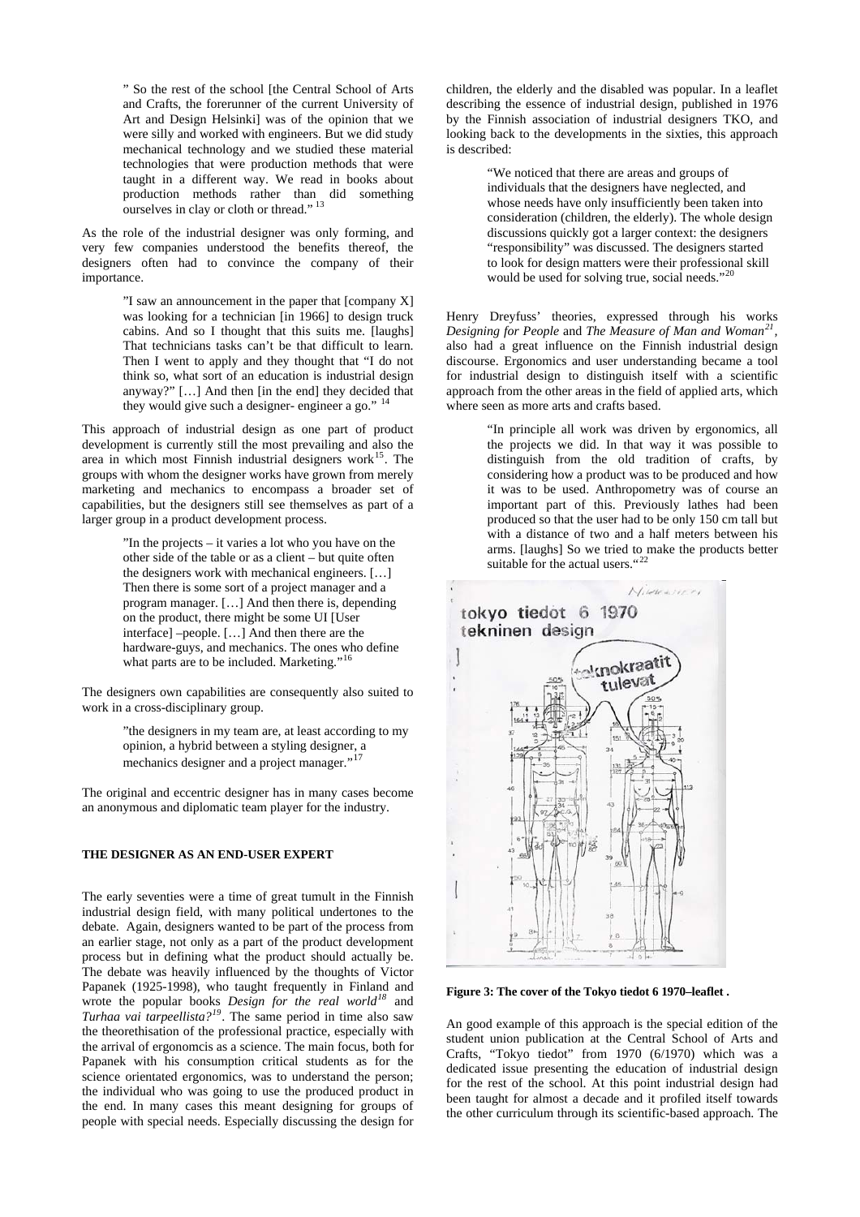> " So the rest of the school [the Central School of Arts and Crafts, the forerunner of the current University of Art and Design Helsinki] was of the opinion that we were silly and worked with engineers. But we did study mechanical technology and we studied these material technologies that were production methods that were taught in a different way. We read in books about production methods rather than did something ourselves in clay or cloth or thread." [13]

As the role of the industrial designer was only forming, and very few companies understood the benefits thereof, the designers often had to convince the company of their importance.

> "I saw an announcement in the paper that [company X] was looking for a technician [in 1966] to design truck cabins. And so I thought that this suits me. [laughs] That technicians tasks can't be that difficult to learn. Then I went to apply and they thought that "I do not think so, what sort of an education is industrial design anyway?" […] And then [in the end] they decided that they would give such a designer- engineer a go." [14]

This approach of industrial design as one part of product development is currently still the most prevailing and also the area in which most Finnish industrial designers work[15]. The groups with whom the designer works have grown from merely marketing and mechanics to encompass a broader set of capabilities, but the designers still see themselves as part of a larger group in a product development process.

> "In the projects – it varies a lot who you have on the other side of the table or as a client – but quite often the designers work with mechanical engineers. […] Then there is some sort of a project manager and a program manager. […] And then there is, depending on the product, there might be some UI [User interface] –people. […] And then there are the hardware-guys, and mechanics. The ones who define what parts are to be included. Marketing."[16]

The designers own capabilities are consequently also suited to work in a cross-disciplinary group.

> "the designers in my team are, at least according to my opinion, a hybrid between a styling designer, a mechanics designer and a project manager."[17]

The original and eccentric designer has in many cases become an anonymous and diplomatic team player for the industry.

## THE DESIGNER AS AN END-USER EXPERT

The early seventies were a time of great tumult in the Finnish industrial design field, with many political undertones to the debate. Again, designers wanted to be part of the process from an earlier stage, not only as a part of the product development process but in defining what the product should actually be. The debate was heavily influenced by the thoughts of Victor Papanek (1925-1998), who taught frequently in Finland and wrote the popular books *Design for the real world*[18] and *Turhaa vai tarpeellista?*[19]. The same period in time also saw the theorethisation of the professional practice, especially with the arrival of ergonomcis as a science. The main focus, both for Papanek with his consumption critical students as for the science orientated ergonomics, was to understand the person; the individual who was going to use the produced product in the end. In many cases this meant designing for groups of people with special needs. Especially discussing the design for children, the elderly and the disabled was popular. In a leaflet describing the essence of industrial design, published in 1976 by the Finnish association of industrial designers TKO, and looking back to the developments in the sixties, this approach is described:

> "We noticed that there are areas and groups of individuals that the designers have neglected, and whose needs have only insufficiently been taken into consideration (children, the elderly). The whole design discussions quickly got a larger context: the designers "responsibility" was discussed. The designers started to look for design matters were their professional skill would be used for solving true, social needs."[20]

Henry Dreyfuss' theories, expressed through his works *Designing for People* and *The Measure of Man and Woman*[21], also had a great influence on the Finnish industrial design discourse. Ergonomics and user understanding became a tool for industrial design to distinguish itself with a scientific approach from the other areas in the field of applied arts, which where seen as more arts and crafts based.

> "In principle all work was driven by ergonomics, all the projects we did. In that way it was possible to distinguish from the old tradition of crafts, by considering how a product was to be produced and how it was to be used. Anthropometry was of course an important part of this. Previously lathes had been produced so that the user had to be only 150 cm tall but with a distance of two and a half meters between his arms. [laughs] So we tried to make the products better suitable for the actual users."[22]

**Figure 3: The cover of the Tokyo tiedot 6 1970–leaflet .**

An good example of this approach is the special edition of the student union publication at the Central School of Arts and Crafts, "Tokyo tiedot" from 1970 (6/1970) which was a dedicated issue presenting the education of industrial design for the rest of the school. At this point industrial design had been taught for almost a decade and it profiled itself towards the other curriculum through its scientific-based approach. The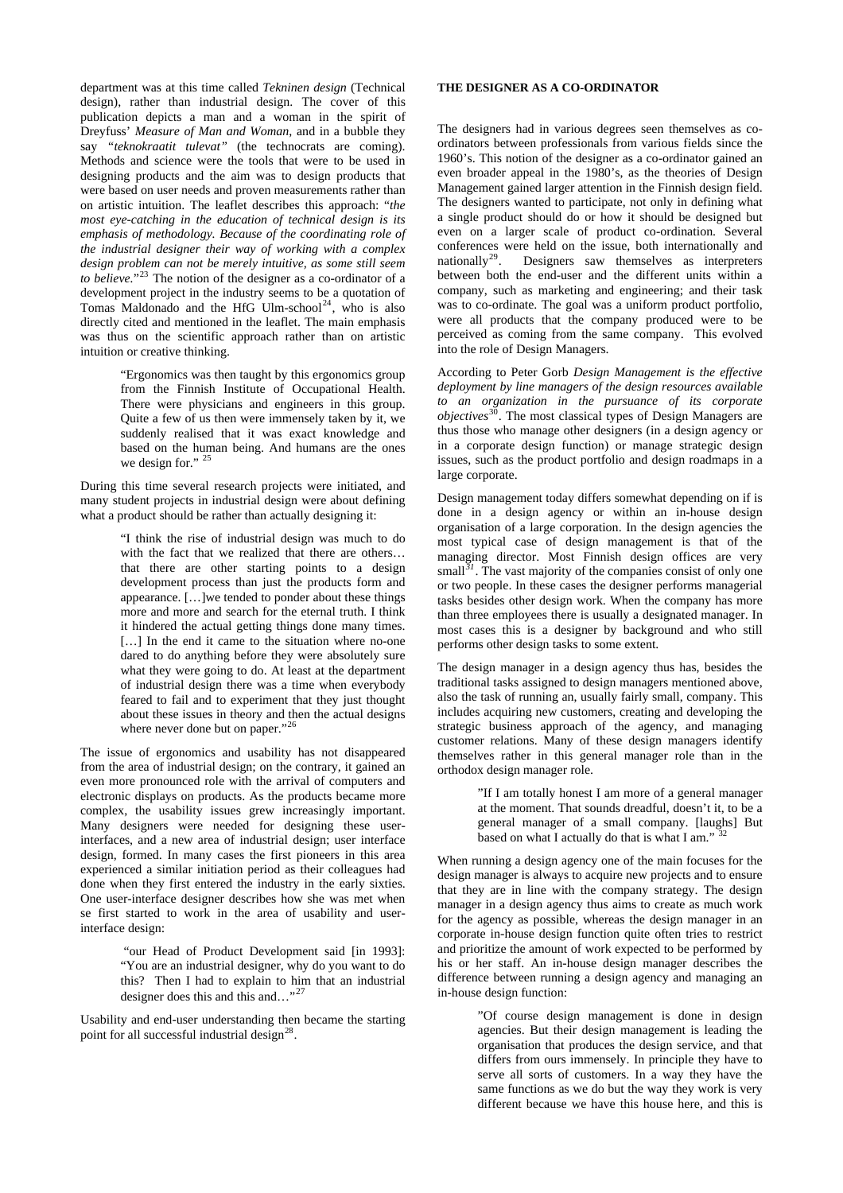department was at this time called *Tekninen design* (Technical design), rather than industrial design. The cover of this publication depicts a man and a woman in the spirit of Dreyfuss' *Measure of Man and Woman*, and in a bubble they say *"teknokraatit tulevat"* (the technocrats are coming). Methods and science were the tools that were to be used in designing products and the aim was to design products that were based on user needs and proven measurements rather than on artistic intuition. The leaflet describes this approach: "*the most eye-catching in the education of technical design is its emphasis of methodology. Because of the coordinating role of the industrial designer their way of working with a complex design problem can not be merely intuitive, as some still seem to believe.*"[23] The notion of the designer as a co-ordinator of a development project in the industry seems to be a quotation of Tomas Maldonado and the HfG Ulm-school[24], who is also directly cited and mentioned in the leaflet. The main emphasis was thus on the scientific approach rather than on artistic intuition or creative thinking.

> "Ergonomics was then taught by this ergonomics group from the Finnish Institute of Occupational Health. There were physicians and engineers in this group. Quite a few of us then were immensely taken by it, we suddenly realised that it was exact knowledge and based on the human being. And humans are the ones we design for." [25]

During this time several research projects were initiated, and many student projects in industrial design were about defining what a product should be rather than actually designing it:

> "I think the rise of industrial design was much to do with the fact that we realized that there are others… that there are other starting points to a design development process than just the products form and appearance. […]we tended to ponder about these things more and more and search for the eternal truth. I think it hindered the actual getting things done many times. […] In the end it came to the situation where no-one dared to do anything before they were absolutely sure what they were going to do. At least at the department of industrial design there was a time when everybody feared to fail and to experiment that they just thought about these issues in theory and then the actual designs where never done but on paper."[26]

The issue of ergonomics and usability has not disappeared from the area of industrial design; on the contrary, it gained an even more pronounced role with the arrival of computers and electronic displays on products. As the products became more complex, the usability issues grew increasingly important. Many designers were needed for designing these user-interfaces, and a new area of industrial design; user interface design, formed. In many cases the first pioneers in this area experienced a similar initiation period as their colleagues had done when they first entered the industry in the early sixties. One user-interface designer describes how she was met when se first started to work in the area of usability and user-interface design:

> "our Head of Product Development said [in 1993]: "You are an industrial designer, why do you want to do this? Then I had to explain to him that an industrial designer does this and this and…"[27]

Usability and end-user understanding then became the starting point for all successful industrial design[28].

**THE DESIGNER AS A CO-ORDINATOR**

The designers had in various degrees seen themselves as co-ordinators between professionals from various fields since the 1960's. This notion of the designer as a co-ordinator gained an even broader appeal in the 1980's, as the theories of Design Management gained larger attention in the Finnish design field. The designers wanted to participate, not only in defining what a single product should do or how it should be designed but even on a larger scale of product co-ordination. Several conferences were held on the issue, both internationally and nationally[29]. Designers saw themselves as interpreters between both the end-user and the different units within a company, such as marketing and engineering; and their task was to co-ordinate. The goal was a uniform product portfolio, were all products that the company produced were to be perceived as coming from the same company. This evolved into the role of Design Managers.

According to Peter Gorb *Design Management is the effective deployment by line managers of the design resources available to an organization in the pursuance of its corporate objectives*[30]. The most classical types of Design Managers are thus those who manage other designers (in a design agency or in a corporate design function) or manage strategic design issues, such as the product portfolio and design roadmaps in a large corporate.

Design management today differs somewhat depending on if is done in a design agency or within an in-house design organisation of a large corporation. In the design agencies the most typical case of design management is that of the managing director. Most Finnish design offices are very small[31]. The vast majority of the companies consist of only one or two people. In these cases the designer performs managerial tasks besides other design work. When the company has more than three employees there is usually a designated manager. In most cases this is a designer by background and who still performs other design tasks to some extent.

The design manager in a design agency thus has, besides the traditional tasks assigned to design managers mentioned above, also the task of running an, usually fairly small, company. This includes acquiring new customers, creating and developing the strategic business approach of the agency, and managing customer relations. Many of these design managers identify themselves rather in this general manager role than in the orthodox design manager role.

> "If I am totally honest I am more of a general manager at the moment. That sounds dreadful, doesn't it, to be a general manager of a small company. [laughs] But based on what I actually do that is what I am." [32]

When running a design agency one of the main focuses for the design manager is always to acquire new projects and to ensure that they are in line with the company strategy. The design manager in a design agency thus aims to create as much work for the agency as possible, whereas the design manager in an corporate in-house design function quite often tries to restrict and prioritize the amount of work expected to be performed by his or her staff. An in-house design manager describes the difference between running a design agency and managing an in-house design function:

> "Of course design management is done in design agencies. But their design management is leading the organisation that produces the design service, and that differs from ours immensely. In principle they have to serve all sorts of customers. In a way they have the same functions as we do but the way they work is very different because we have this house here, and this is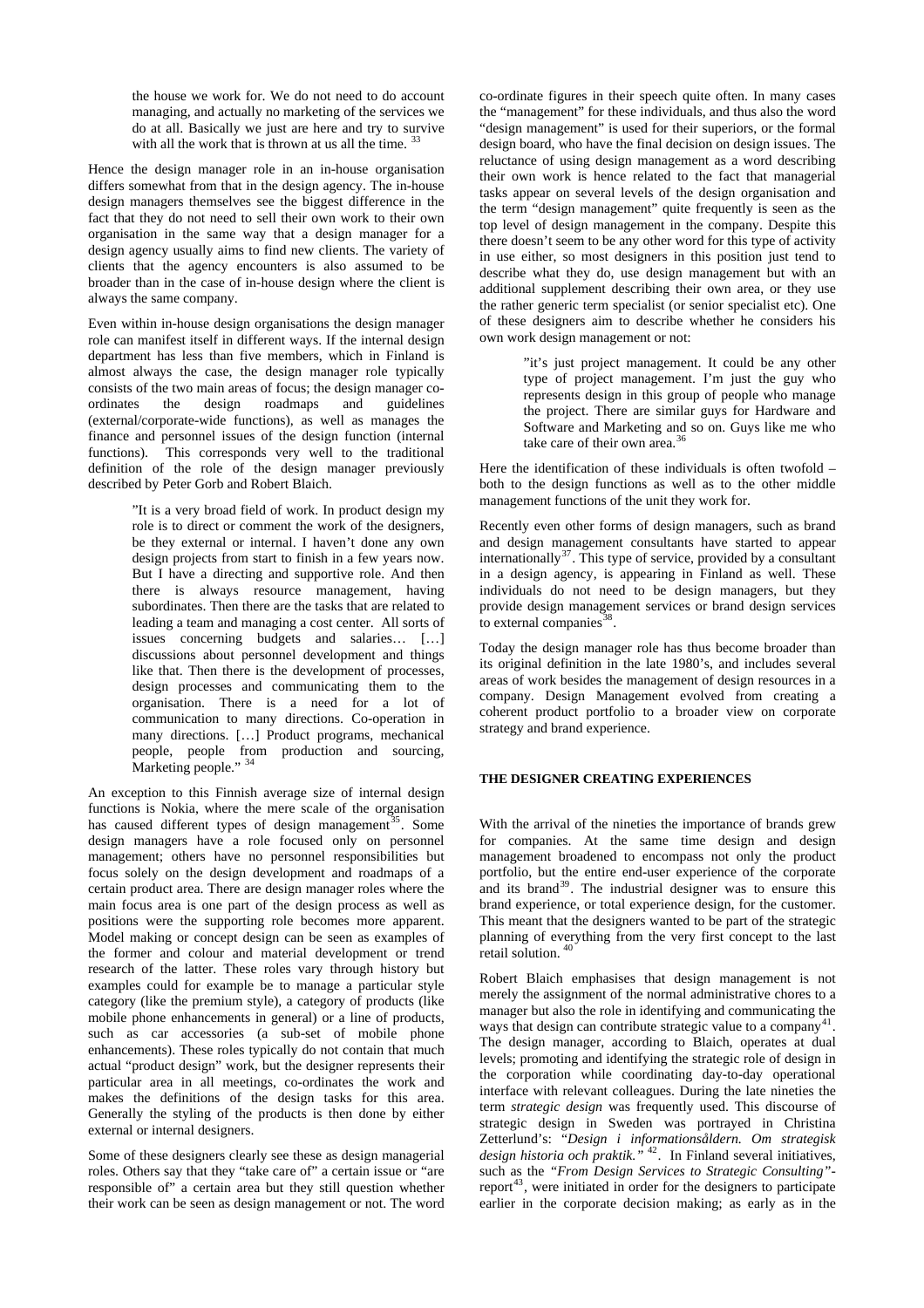> the house we work for. We do not need to do account managing, and actually no marketing of the services we do at all. Basically we just are here and try to survive with all the work that is thrown at us all the time. [33]

Hence the design manager role in an in-house organisation differs somewhat from that in the design agency. The in-house design managers themselves see the biggest difference in the fact that they do not need to sell their own work to their own organisation in the same way that a design manager for a design agency usually aims to find new clients. The variety of clients that the agency encounters is also assumed to be broader than in the case of in-house design where the client is always the same company.

Even within in-house design organisations the design manager role can manifest itself in different ways. If the internal design department has less than five members, which in Finland is almost always the case, the design manager role typically consists of the two main areas of focus; the design manager co-ordinates the design roadmaps and guidelines (external/corporate-wide functions), as well as manages the finance and personnel issues of the design function (internal functions). This corresponds very well to the traditional definition of the role of the design manager previously described by Peter Gorb and Robert Blaich.

> "It is a very broad field of work. In product design my role is to direct or comment the work of the designers, be they external or internal. I haven't done any own design projects from start to finish in a few years now. But I have a directing and supportive role. And then there is always resource management, having subordinates. Then there are the tasks that are related to leading a team and managing a cost center. All sorts of issues concerning budgets and salaries… […] discussions about personnel development and things like that. Then there is the development of processes, design processes and communicating them to the organisation. There is a need for a lot of communication to many directions. Co-operation in many directions. […] Product programs, mechanical people, people from production and sourcing, Marketing people." [34]

An exception to this Finnish average size of internal design functions is Nokia, where the mere scale of the organisation has caused different types of design management[35]. Some design managers have a role focused only on personnel management; others have no personnel responsibilities but focus solely on the design development and roadmaps of a certain product area. There are design manager roles where the main focus area is one part of the design process as well as positions were the supporting role becomes more apparent. Model making or concept design can be seen as examples of the former and colour and material development or trend research of the latter. These roles vary through history but examples could for example be to manage a particular style category (like the premium style), a category of products (like mobile phone enhancements in general) or a line of products, such as car accessories (a sub-set of mobile phone enhancements). These roles typically do not contain that much actual "product design" work, but the designer represents their particular area in all meetings, co-ordinates the work and makes the definitions of the design tasks for this area. Generally the styling of the products is then done by either external or internal designers.

Some of these designers clearly see these as design managerial roles. Others say that they "take care of" a certain issue or "are responsible of" a certain area but they still question whether their work can be seen as design management or not. The word co-ordinate figures in their speech quite often. In many cases the "management" for these individuals, and thus also the word "design management" is used for their superiors, or the formal design board, who have the final decision on design issues. The reluctance of using design management as a word describing their own work is hence related to the fact that managerial tasks appear on several levels of the design organisation and the term "design management" quite frequently is seen as the top level of design management in the company. Despite this there doesn't seem to be any other word for this type of activity in use either, so most designers in this position just tend to describe what they do, use design management but with an additional supplement describing their own area, or they use the rather generic term specialist (or senior specialist etc). One of these designers aim to describe whether he considers his own work design management or not:

> "it's just project management. It could be any other type of project management. I'm just the guy who represents design in this group of people who manage the project. There are similar guys for Hardware and Software and Marketing and so on. Guys like me who take care of their own area.[36]

Here the identification of these individuals is often twofold – both to the design functions as well as to the other middle management functions of the unit they work for.

Recently even other forms of design managers, such as brand and design management consultants have started to appear internationally[37]. This type of service, provided by a consultant in a design agency, is appearing in Finland as well. These individuals do not need to be design managers, but they provide design management services or brand design services to external companies[38].

Today the design manager role has thus become broader than its original definition in the late 1980's, and includes several areas of work besides the management of design resources in a company. Design Management evolved from creating a coherent product portfolio to a broader view on corporate strategy and brand experience.

## THE DESIGNER CREATING EXPERIENCES

With the arrival of the nineties the importance of brands grew for companies. At the same time design and design management broadened to encompass not only the product portfolio, but the entire end-user experience of the corporate and its brand[39]. The industrial designer was to ensure this brand experience, or total experience design, for the customer. This meant that the designers wanted to be part of the strategic planning of everything from the very first concept to the last retail solution. [40]

Robert Blaich emphasises that design management is not merely the assignment of the normal administrative chores to a manager but also the role in identifying and communicating the ways that design can contribute strategic value to a company[41]. The design manager, according to Blaich, operates at dual levels; promoting and identifying the strategic role of design in the corporation while coordinating day-to-day operational interface with relevant colleagues. During the late nineties the term *strategic design* was frequently used. This discourse of strategic design in Sweden was portrayed in Christina Zetterlund's: *"Design i informationsåldern. Om strategisk design historia och praktik."* [42]. In Finland several initiatives, such as the *"From Design Services to Strategic Consulting"*-report[43], were initiated in order for the designers to participate earlier in the corporate decision making; as early as in the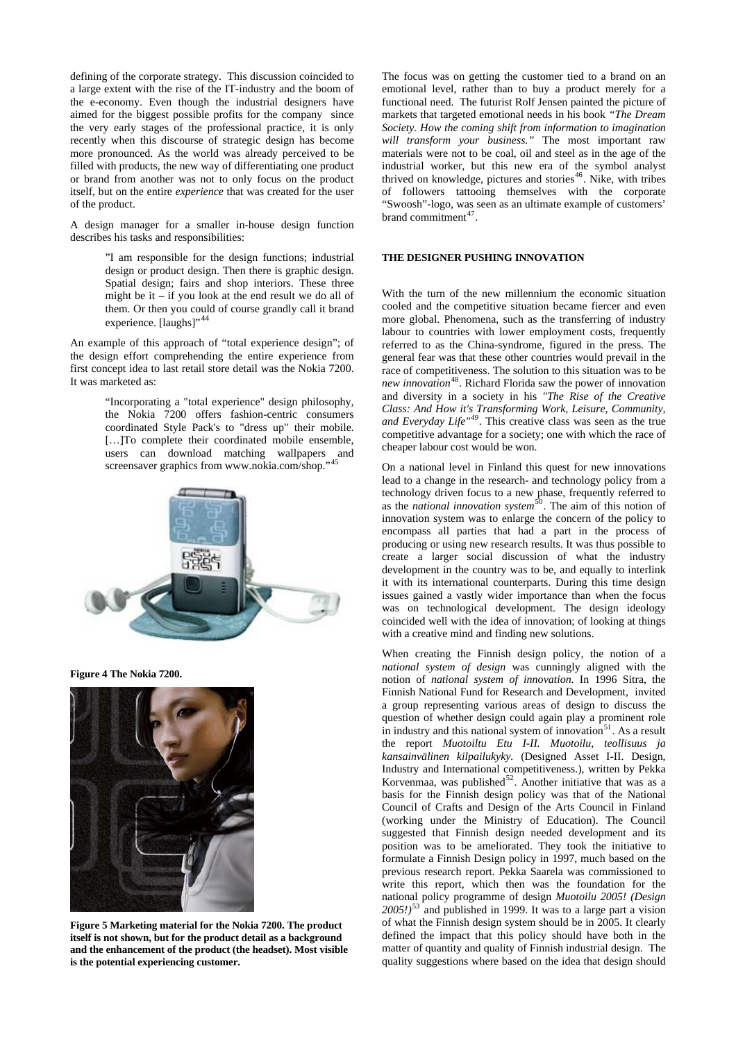defining of the corporate strategy. This discussion coincided to a large extent with the rise of the IT-industry and the boom of the e-economy. Even though the industrial designers have aimed for the biggest possible profits for the company since the very early stages of the professional practice, it is only recently when this discourse of strategic design has become more pronounced. As the world was already perceived to be filled with products, the new way of differentiating one product or brand from another was not to only focus on the product itself, but on the entire *experience* that was created for the user of the product.

A design manager for a smaller in-house design function describes his tasks and responsibilities:

> "I am responsible for the design functions; industrial design or product design. Then there is graphic design. Spatial design; fairs and shop interiors. These three might be it – if you look at the end result we do all of them. Or then you could of course grandly call it brand experience. [laughs]"[44]

An example of this approach of "total experience design"; of the design effort comprehending the entire experience from first concept idea to last retail store detail was the Nokia 7200. It was marketed as:

> "Incorporating a "total experience" design philosophy, the Nokia 7200 offers fashion-centric consumers coordinated Style Pack's to "dress up" their mobile. […]To complete their coordinated mobile ensemble, users can download matching wallpapers and screensaver graphics from www.nokia.com/shop."[45]

**Figure 4 The Nokia 7200.**

**Figure 5 Marketing material for the Nokia 7200. The product itself is not shown, but for the product detail as a background and the enhancement of the product (the headset). Most visible is the potential experiencing customer.**

The focus was on getting the customer tied to a brand on an emotional level, rather than to buy a product merely for a functional need. The futurist Rolf Jensen painted the picture of markets that targeted emotional needs in his book *"The Dream Society. How the coming shift from information to imagination will transform your business."* The most important raw materials were not to be coal, oil and steel as in the age of the industrial worker, but this new era of the symbol analyst thrived on knowledge, pictures and stories[46]. Nike, with tribes of followers tattooing themselves with the corporate "Swoosh"-logo, was seen as an ultimate example of customers' brand commitment[47].

## THE DESIGNER PUSHING INNOVATION

With the turn of the new millennium the economic situation cooled and the competitive situation became fiercer and even more global. Phenomena, such as the transferring of industry labour to countries with lower employment costs, frequently referred to as the China-syndrome, figured in the press. The general fear was that these other countries would prevail in the race of competitiveness. The solution to this situation was to be *new innovation*[48]. Richard Florida saw the power of innovation and diversity in a society in his *"The Rise of the Creative Class: And How it's Transforming Work, Leisure, Community, and Everyday Life"*[49]. This creative class was seen as the true competitive advantage for a society; one with which the race of cheaper labour cost would be won.

On a national level in Finland this quest for new innovations lead to a change in the research- and technology policy from a technology driven focus to a new phase, frequently referred to as the *national innovation system*[50]. The aim of this notion of innovation system was to enlarge the concern of the policy to encompass all parties that had a part in the process of producing or using new research results. It was thus possible to create a larger social discussion of what the industry development in the country was to be, and equally to interlink it with its international counterparts. During this time design issues gained a vastly wider importance than when the focus was on technological development. The design ideology coincided well with the idea of innovation; of looking at things with a creative mind and finding new solutions.

When creating the Finnish design policy, the notion of a *national system of design* was cunningly aligned with the notion of *national system of innovation*. In 1996 Sitra, the Finnish National Fund for Research and Development, invited a group representing various areas of design to discuss the question of whether design could again play a prominent role in industry and this national system of innovation[51]. As a result the report *Muotoiltu Etu I-II. Muotoilu, teollisuus ja kansainvälinen kilpailukyky.* (Designed Asset I-II. Design, Industry and International competitiveness.), written by Pekka Korvenmaa, was published[52]. Another initiative that was as a basis for the Finnish design policy was that of the National Council of Crafts and Design of the Arts Council in Finland (working under the Ministry of Education). The Council suggested that Finnish design needed development and its position was to be ameliorated. They took the initiative to formulate a Finnish Design policy in 1997, much based on the previous research report. Pekka Saarela was commissioned to write this report, which then was the foundation for the national policy programme of design *Muotoilu 2005! (Design 2005!)*[53] and published in 1999. It was to a large part a vision of what the Finnish design system should be in 2005. It clearly defined the impact that this policy should have both in the matter of quantity and quality of Finnish industrial design. The quality suggestions where based on the idea that design should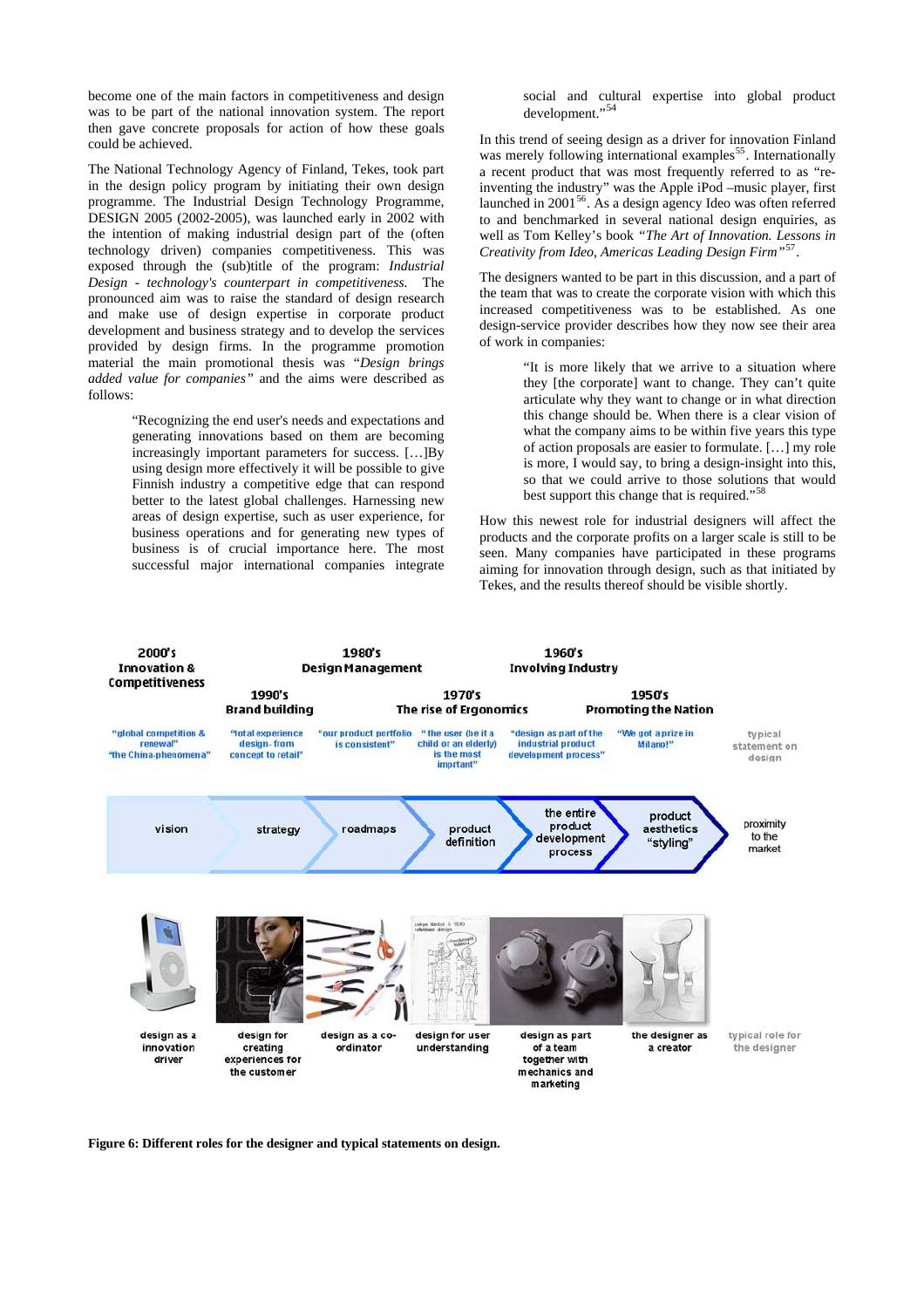become one of the main factors in competitiveness and design was to be part of the national innovation system. The report then gave concrete proposals for action of how these goals could be achieved.

The National Technology Agency of Finland, Tekes, took part in the design policy program by initiating their own design programme. The Industrial Design Technology Programme, DESIGN 2005 (2002-2005), was launched early in 2002 with the intention of making industrial design part of the (often technology driven) companies competitiveness. This was exposed through the (sub)title of the program: *Industrial Design - technology's counterpart in competitiveness.* The pronounced aim was to raise the standard of design research and make use of design expertise in corporate product development and business strategy and to develop the services provided by design firms. In the programme promotion material the main promotional thesis was *"Design brings added value for companies"* and the aims were described as follows:

> "Recognizing the end user's needs and expectations and generating innovations based on them are becoming increasingly important parameters for success. […]By using design more effectively it will be possible to give Finnish industry a competitive edge that can respond better to the latest global challenges. Harnessing new areas of design expertise, such as user experience, for business operations and for generating new types of business is of crucial importance here. The most successful major international companies integrate social and cultural expertise into global product development."[54]

In this trend of seeing design as a driver for innovation Finland was merely following international examples[55]. Internationally a recent product that was most frequently referred to as "re-inventing the industry" was the Apple iPod –music player, first launched in 2001[56]. As a design agency Ideo was often referred to and benchmarked in several national design enquiries, as well as Tom Kelley's book *"The Art of Innovation. Lessons in Creativity from Ideo, Americas Leading Design Firm"*[57].

The designers wanted to be part in this discussion, and a part of the team that was to create the corporate vision with which this increased competitiveness was to be established. As one design-service provider describes how they now see their area of work in companies:

> "It is more likely that we arrive to a situation where they [the corporate] want to change. They can't quite articulate why they want to change or in what direction this change should be. When there is a clear vision of what the company aims to be within five years this type of action proposals are easier to formulate. […] my role is more, I would say, to bring a design-insight into this, so that we could arrive to those solutions that would best support this change that is required."[58]

How this newest role for industrial designers will affect the products and the corporate profits on a larger scale is still to be seen. Many companies have participated in these programs aiming for innovation through design, such as that initiated by Tekes, and the results thereof should be visible shortly.

| 2000's Innovation & Competitiveness | 1990's Brand building | 1980's Design Management | 1970's The rise of Ergonomics | 1960's Involving Industry | 1950's Promoting the Nation | |
|---|---|---|---|---|---|---|
| "global competition & renewal" "the China-phenomena" | "total experience design - from concept to retail" | "our product portfolio is consistent" | "the user (be it a child or an elderly) is the most imprtant" | "design as part of the industrial product development process" | "We got a prize in Milano!" | typical statement on design |
| vision | strategy | roadmaps | product definition | the entire product development process | product aesthetics "styling" | proximity to the market |
| design as a innovation driver | design for creating experiences for the customer | design as a co-ordinator | design for user understanding | design as part of a team together with mechanics and marketing | the designer as a creator | typical role for the designer |

**Figure 6: Different roles for the designer and typical statements on design.**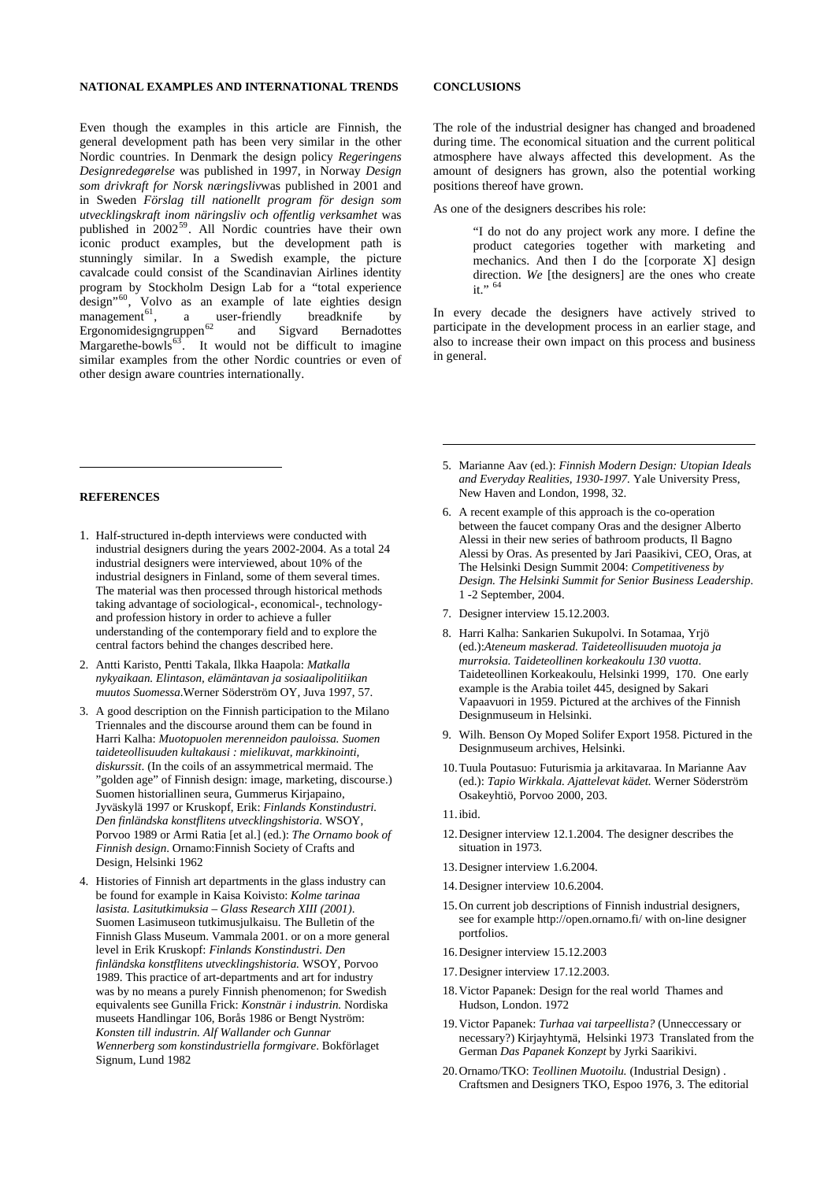## NATIONAL EXAMPLES AND INTERNATIONAL TRENDS

Even though the examples in this article are Finnish, the general development path has been very similar in the other Nordic countries. In Denmark the design policy *Regeringens Designredegørelse* was published in 1997, in Norway *Design som drivkraft for Norsk næringsliv*was published in 2001 and in Sweden *Förslag till nationellt program för design som utvecklingskraft inom näringsliv och offentlig verksamhet* was published in 2002[59]. All Nordic countries have their own iconic product examples, but the development path is stunningly similar. In a Swedish example, the picture cavalcade could consist of the Scandinavian Airlines identity program by Stockholm Design Lab for a "total experience design"[60], Volvo as an example of late eighties design management[61], a user-friendly breadknife by Ergonomidesigngruppen[62] and Sigvard Bernadottes Margarethe-bowls[63]. It would not be difficult to imagine similar examples from the other Nordic countries or even of other design aware countries internationally.

## CONCLUSIONS

The role of the industrial designer has changed and broadened during time. The economical situation and the current political atmosphere have always affected this development. As the amount of designers has grown, also the potential working positions thereof have grown.

As one of the designers describes his role:

> "I do not do any project work any more. I define the product categories together with marketing and mechanics. And then I do the [corporate X] design direction. *We* [the designers] are the ones who create it." [64]

In every decade the designers have actively strived to participate in the development process in an earlier stage, and also to increase their own impact on this process and business in general.

## REFERENCES

1. Half-structured in-depth interviews were conducted with industrial designers during the years 2002-2004. As a total 24 industrial designers were interviewed, about 10% of the industrial designers in Finland, some of them several times. The material was then processed through historical methods taking advantage of sociological-, economical-, technology- and profession history in order to achieve a fuller understanding of the contemporary field and to explore the central factors behind the changes described here.
2. Antti Karisto, Pentti Takala, Ilkka Haapola: *Matkalla nykyaikaan. Elintason, elämäntavan ja sosiaalipolitiikan muutos Suomessa*.Werner Söderström OY, Juva 1997, 57.
3. A good description on the Finnish participation to the Milano Triennales and the discourse around them can be found in Harri Kalha: *Muotopuolen merenneidon pauloissa. Suomen taideteollisuuden kultakausi : mielikuvat, markkinointi, diskurssit*. (In the coils of an assymmetrical mermaid. The "golden age" of Finnish design: image, marketing, discourse.) Suomen historiallinen seura, Gummerus Kirjapaino, Jyväskylä 1997 or Kruskopf, Erik: *Finlands Konstindustri. Den finländska konstflitens utvecklingshistoria*. WSOY, Porvoo 1989 or Armi Ratia [et al.] (ed.): *The Ornamo book of Finnish design*. Ornamo:Finnish Society of Crafts and Design, Helsinki 1962
4. Histories of Finnish art departments in the glass industry can be found for example in Kaisa Koivisto: *Kolme tarinaa lasista. Lasitutkimuksia – Glass Research XIII (2001)*. Suomen Lasimuseon tutkimusjulkaisu. The Bulletin of the Finnish Glass Museum. Vammala 2001. or on a more general level in Erik Kruskopf: *Finlands Konstindustri. Den finländska konstflitens utvecklingshistoria.* WSOY, Porvoo 1989. This practice of art-departments and art for industry was by no means a purely Finnish phenomenon; for Swedish equivalents see Gunilla Frick: *Konstnär i industrin.* Nordiska museets Handlingar 106, Borås 1986 or Bengt Nyström: *Konsten till industrin. Alf Wallander och Gunnar Wennerberg som konstindustriella formgivare*. Bokförlaget Signum, Lund 1982
5. Marianne Aav (ed.): *Finnish Modern Design: Utopian Ideals and Everyday Realities, 1930-1997.* Yale University Press, New Haven and London, 1998, 32.
6. A recent example of this approach is the co-operation between the faucet company Oras and the designer Alberto Alessi in their new series of bathroom products, Il Bagno Alessi by Oras. As presented by Jari Paasikivi, CEO, Oras, at The Helsinki Design Summit 2004: *Competitiveness by Design. The Helsinki Summit for Senior Business Leadership*. 1 -2 September, 2004.
7. Designer interview 15.12.2003.
8. Harri Kalha: Sankarien Sukupolvi. In Sotamaa, Yrjö (ed.):*Ateneum maskerad. Taideteollisuuden muotoja ja murroksia. Taideteollinen korkeakoulu 130 vuotta*. Taideteollinen Korkeakoulu, Helsinki 1999, 170. One early example is the Arabia toilet 445, designed by Sakari Vapaavuori in 1959. Pictured at the archives of the Finnish Designmuseum in Helsinki.
9. Wilh. Benson Oy Moped Solifer Export 1958. Pictured in the Designmuseum archives, Helsinki.
10. Tuula Poutasuo: Futurismia ja arkitavaraa. In Marianne Aav (ed.): *Tapio Wirkkala. Ajattelevat kädet.* Werner Söderström Osakeyhtiö, Porvoo 2000, 203.
11. ibid.
12. Designer interview 12.1.2004. The designer describes the situation in 1973.
13. Designer interview 1.6.2004.
14. Designer interview 10.6.2004.
15. On current job descriptions of Finnish industrial designers, see for example http://open.ornamo.fi/ with on-line designer portfolios.
16. Designer interview 15.12.2003
17. Designer interview 17.12.2003.
18. Victor Papanek: Design for the real world Thames and Hudson, London. 1972
19. Victor Papanek: *Turhaa vai tarpeellista?* (Unneccessary or necessary?) Kirjayhtymä, Helsinki 1973 Translated from the German *Das Papanek Konzept* by Jyrki Saarikivi.
20. Ornamo/TKO: *Teollinen Muotoilu.* (Industrial Design) . Craftsmen and Designers TKO, Espoo 1976, 3. The editorial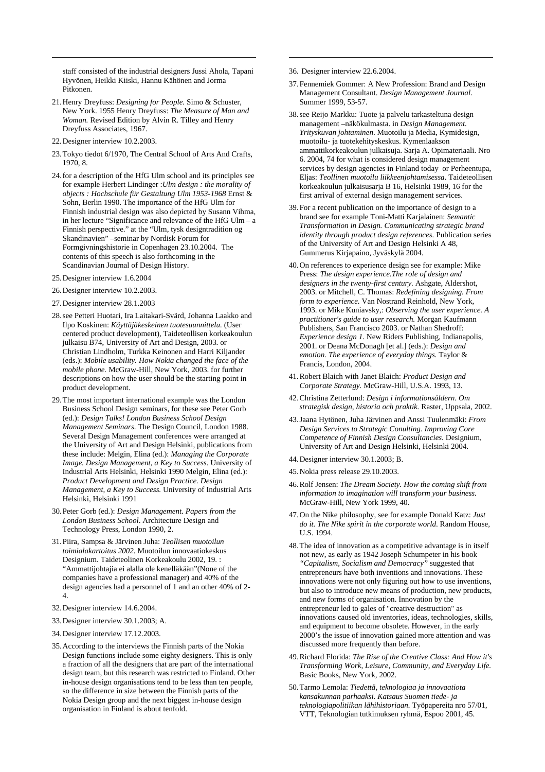staff consisted of the industrial designers Jussi Ahola, Tapani Hyvönen, Heikki Kiiski, Hannu Kähönen and Jorma Pitkonen.

21. Henry Dreyfuss: *Designing for People.* Simo & Schuster, New York. 1955 Henry Dreyfuss: *The Measure of Man and Woman.* Revised Edition by Alvin R. Tilley and Henry Dreyfuss Associates, 1967.

22. Designer interview 10.2.2003.

23. Tokyo tiedot 6/1970, The Central School of Arts And Crafts, 1970, 8.

24. for a description of the HfG Ulm school and its principles see for example Herbert Lindinger :*Ulm design : the morality of objects : Hochschule für Gestaltung Ulm 1953-1968* Ernst & Sohn, Berlin 1990. The importance of the HfG Ulm for Finnish industrial design was also depicted by Susann Vihma, in her lecture "Significance and relevance of the HfG Ulm – a Finnish perspective." at the "Ulm, tysk designtradition og Skandinavien" –seminar by Nordisk Forum for Formgivningshistorie in Copenhagen 23.10.2004. The contents of this speech is also forthcoming in the Scandinavian Journal of Design History.

25. Designer interview 1.6.2004

26. Designer interview 10.2.2003.

27. Designer interview 28.1.2003

28. see Petteri Huotari, Ira Laitakari-Svärd, Johanna Laakko and Ilpo Koskinen: *Käyttäjäkeskeinen tuotesuunnittelu.* (User centered product development), Taideteollisen korkeakoulun julkaisu B74, University of Art and Design, 2003. or Christian Lindholm, Turkka Keinonen and Harri Kiljander (eds.): *Mobile usability. How Nokia changed the face of the mobile phone.* McGraw-Hill, New York, 2003. for further descriptions on how the user should be the starting point in product development.

29. The most important international example was the London Business School Design seminars, for these see Peter Gorb (ed.): *Design Talks! London Business School Design Management Seminars*. The Design Council, London 1988. Several Design Management conferences were arranged at the University of Art and Design Helsinki, publications from these include: Melgin, Elina (ed.): *Managing the Corporate Image. Design Management, a Key to Success.* University of Industrial Arts Helsinki, Helsinki 1990 Melgin, Elina (ed.): *Product Development and Design Practice. Design Management, a Key to Success.* University of Industrial Arts Helsinki, Helsinki 1991

30. Peter Gorb (ed.): *Design Management. Papers from the London Business School*. Architecture Design and Technology Press, London 1990, 2.

31. Piira, Sampsa & Järvinen Juha: *Teollisen muotoilun toimialakartoitus 2002*. Muotoilun innovaatiokeskus Designium. Taideteolinen Korkeakoulu 2002, 19. : "Ammattijohtajia ei alalla ole kenelläkään"(None of the companies have a professional manager) and 40% of the design agencies had a personnel of 1 and an other 40% of 2-4.

32. Designer interview 14.6.2004.

33. Designer interview 30.1.2003; A.

34. Designer interview 17.12.2003.

35. According to the interviews the Finnish parts of the Nokia Design functions include some eighty designers. This is only a fraction of all the designers that are part of the international design team, but this research was restricted to Finland. Other in-house design organisations tend to be less than ten people, so the difference in size between the Finnish parts of the Nokia Design group and the next biggest in-house design organisation in Finland is about tenfold.

36. Designer interview 22.6.2004.

37. Fennemiek Gommer: A New Profession: Brand and Design Management Consultant. *Design Management Journal.* Summer 1999, 53-57.

38. see Reijo Markku: Tuote ja palvelu tarkasteltuna design management –näkökulmasta. in *Design Management. Yrityskuvan johtaminen*. Muotoilu ja Media, Kymidesign, muotoilu- ja tuotekehityskeskus. Kymenlaakson ammattikorkeakoulun julkaisuja. Sarja A. Opimateriaali. Nro 6. 2004, 74 for what is considered design management services by design agencies in Finland today or Perheentupa, Eljas: *Teollinen muotoilu liikkeenjohtamisessa*. Taideteollisen korkeakoulun julkaisusarja B 16, Helsinki 1989, 16 for the first arrival of external design management services.

39. For a recent publication on the importance of design to a brand see for example Toni-Matti Karjalainen: *Semantic Transformation in Design. Communicating strategic brand identity through product design references.* Publication series of the University of Art and Design Helsinki A 48, Gummerus Kirjapaino, Jyväskylä 2004.

40. On references to experience design see for example: Mike Press: *The design experience.The role of design and designers in the twenty-first century.* Ashgate, Aldershot, 2003. or Mitchell, C. Thomas: *Redefining designing. From form to experience.* Van Nostrand Reinhold, New York, 1993. or Mike Kuniavsky,: *Observing the user experience. A practitioner's guide to user research.* Morgan Kaufmann Publishers, San Francisco 2003. or Nathan Shedroff: *Experience design 1*. New Riders Publishing, Indianapolis, 2001. or Deana McDonagh [et al.] (eds.): *Design and emotion. The experience of everyday things.* Taylor & Francis, London, 2004.

41. Robert Blaich with Janet Blaich: *Product Design and Corporate Strategy.* McGraw-Hill, U.S.A. 1993, 13.

42. Christina Zetterlund: *Design i informationsåldern. Om strategisk design, historia och praktik.* Raster, Uppsala, 2002.

43. Jaana Hytönen, Juha Järvinen and Anssi Tuulenmäki: *From Design Services to Strategic Conulting. Improving Core Competence of Finnish Design Consultancies.* Designium, University of Art and Design Helsinki, Helsinki 2004.

44. Designer interview 30.1.2003; B.

45. Nokia press release 29.10.2003.

46. Rolf Jensen: *The Dream Society. How the coming shift from information to imagination will transform your business.* McGraw-Hill, New York 1999, 40.

47. On the Nike philosophy, see for example Donald Katz: *Just do it. The Nike spirit in the corporate world*. Random House, U.S. 1994.

48. The idea of innovation as a competitive advantage is in itself not new, as early as 1942 Joseph Schumpeter in his book *"Capitalism, Socialism and Democracy"* suggested that entrepreneurs have both inventions and innovations. These innovations were not only figuring out how to use inventions, but also to introduce new means of production, new products, and new forms of organisation. Innovation by the entrepreneur led to gales of "creative destruction" as innovations caused old inventories, ideas, technologies, skills, and equipment to become obsolete. However, in the early 2000's the issue of innovation gained more attention and was discussed more frequently than before.

49. Richard Florida: *The Rise of the Creative Class: And How it's Transforming Work, Leisure, Community, and Everyday Life.* Basic Books, New York, 2002.

50. Tarmo Lemola: *Tiedettä, teknologiaa ja innovaatiota kansakunnan parhaaksi. Katsaus Suomen tiede- ja teknologiapolitiikan lähihistoriaan.* Työpapereita nro 57/01, VTT, Teknologian tutkimuksen ryhmä, Espoo 2001, 45.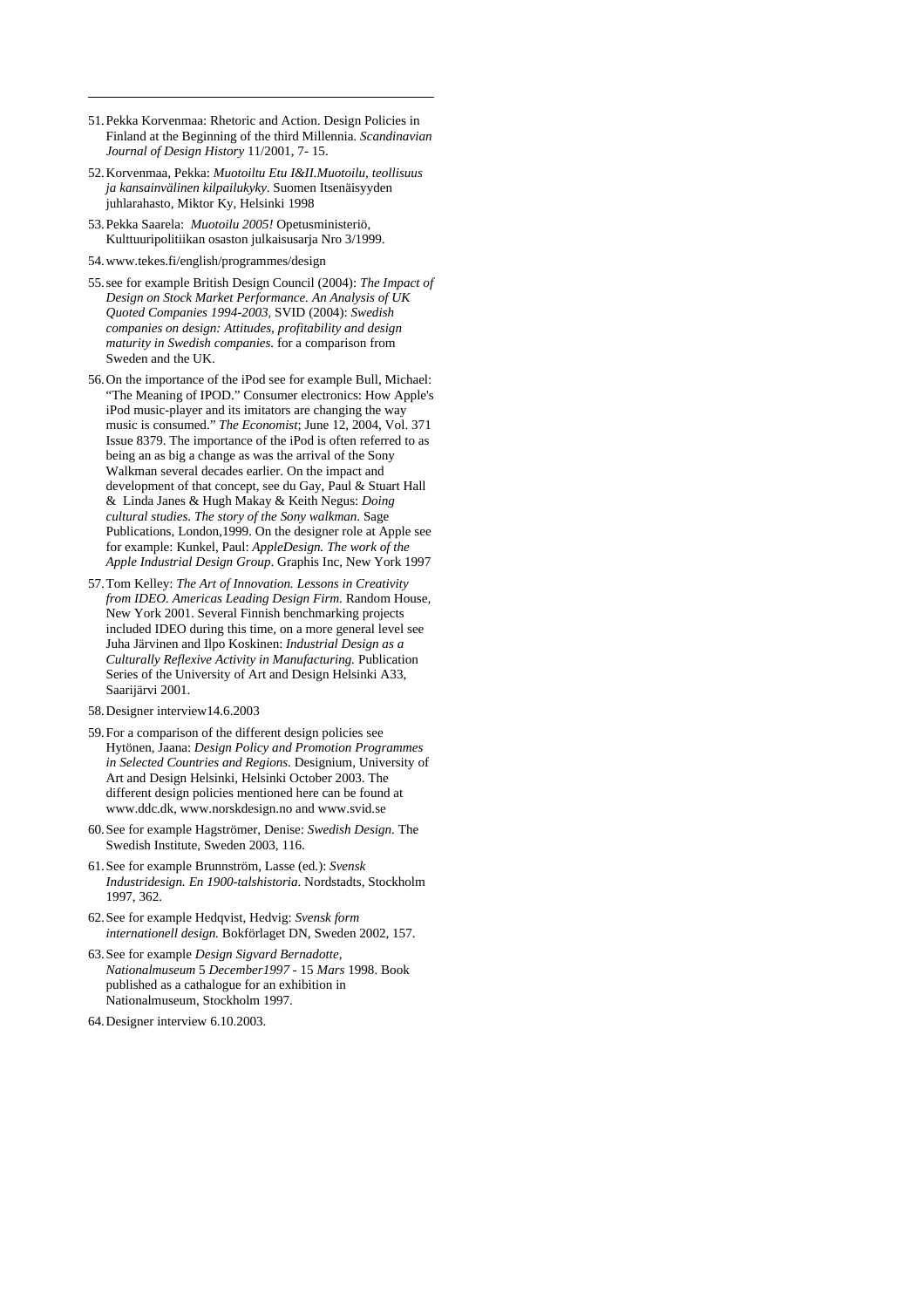51. Pekka Korvenmaa: Rhetoric and Action. Design Policies in Finland at the Beginning of the third Millennia. *Scandinavian Journal of Design History* 11/2001, 7- 15.

52. Korvenmaa, Pekka: *Muotoiltu Etu I&II.Muotoilu, teollisuus ja kansainvälinen kilpailukyky*. Suomen Itsenäisyyden juhlarahasto, Miktor Ky, Helsinki 1998

53. Pekka Saarela: *Muotoilu 2005!* Opetusministeriö, Kulttuuripolitiikan osaston julkaisusarja Nro 3/1999.

54. www.tekes.fi/english/programmes/design

55. see for example British Design Council (2004): *The Impact of Design on Stock Market Performance. An Analysis of UK Quoted Companies 1994-2003,* SVID (2004): *Swedish companies on design: Attitudes, profitability and design maturity in Swedish companies.* for a comparison from Sweden and the UK.

56. On the importance of the iPod see for example Bull, Michael: "The Meaning of IPOD." Consumer electronics: How Apple's iPod music-player and its imitators are changing the way music is consumed." *The Economist*; June 12, 2004, Vol. 371 Issue 8379. The importance of the iPod is often referred to as being an as big a change as was the arrival of the Sony Walkman several decades earlier. On the impact and development of that concept, see du Gay, Paul & Stuart Hall & Linda Janes & Hugh Makay & Keith Negus: *Doing cultural studies. The story of the Sony walkman*. Sage Publications, London,1999. On the designer role at Apple see for example: Kunkel, Paul: *AppleDesign. The work of the Apple Industrial Design Group*. Graphis Inc, New York 1997

57. Tom Kelley: *The Art of Innovation. Lessons in Creativity from IDEO. Americas Leading Design Firm.* Random House, New York 2001. Several Finnish benchmarking projects included IDEO during this time, on a more general level see Juha Järvinen and Ilpo Koskinen: *Industrial Design as a Culturally Reflexive Activity in Manufacturing.* Publication Series of the University of Art and Design Helsinki A33, Saarijärvi 2001.

58. Designer interview14.6.2003

59. For a comparison of the different design policies see Hytönen, Jaana: *Design Policy and Promotion Programmes in Selected Countries and Regions*. Designium, University of Art and Design Helsinki, Helsinki October 2003. The different design policies mentioned here can be found at www.ddc.dk, www.norskdesign.no and www.svid.se

60. See for example Hagströmer, Denise: *Swedish Design.* The Swedish Institute, Sweden 2003, 116.

61. See for example Brunnström, Lasse (ed.): *Svensk Industridesign. En 1900-talshistoria*. Nordstadts, Stockholm 1997, 362.

62. See for example Hedqvist, Hedvig: *Svensk form internationell design.* Bokförlaget DN, Sweden 2002, 157.

63. See for example *Design Sigvard Bernadotte, Nationalmuseum* 5 *December1997* - 15 *Mars* 1998. Book published as a cathalogue for an exhibition in Nationalmuseum, Stockholm 1997.

64. Designer interview 6.10.2003.